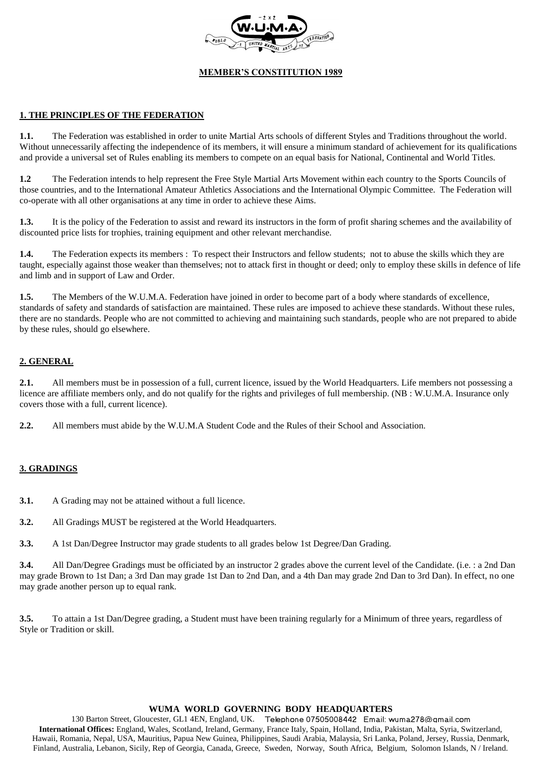**MEMBER'S CONSTITUTION 1989**

## 1. THE PRINCIPLES OF THE FEDERATION

**1.1.** The Federation was established in order to unite Martial Arts schools of different Styles and Traditions throughout the world. Without unnecessarily affecting the independence of its members, it will ensure a minimum standard of achievement for its qualifications and provide a universal set of Rules enabling its members to compete on an equal basis for National, Continental and World Titles.

**1.2** The Federation intends to help represent the Free Style Martial Arts Movement within each country to the Sports Councils of those countries, and to the International Amateur Athletics Associations and the International Olympic Committee. The Federation will co-operate with all other organisations at any time in order to achieve these Aims.

**1.3.** It is the policy of the Federation to assist and reward its instructors in the form of profit sharing schemes and the availability of discounted price lists for trophies, training equipment and other relevant merchandise.

**1.4.** The Federation expects its members : To respect their Instructors and fellow students; not to abuse the skills which they are taught, especially against those weaker than themselves; not to attack first in thought or deed; only to employ these skills in defence of life and limb and in support of Law and Order.

**1.5.** The Members of the W.U.M.A. Federation have joined in order to become part of a body where standards of excellence, standards of safety and standards of satisfaction are maintained. These rules are imposed to achieve these standards. Without these rules, there are no standards. People who are not committed to achieving and maintaining such standards, people who are not prepared to abide by these rules, should go elsewhere.

## 2. GENERAL

**2.1.** All members must be in possession of a full, current licence, issued by the World Headquarters. Life members not possessing a licence are affiliate members only, and do not qualify for the rights and privileges of full membership. (NB : W.U.M.A. Insurance only covers those with a full, current licence).

**2.2.** All members must abide by the W.U.M.A Student Code and the Rules of their School and Association.

## 3. GRADINGS

**3.1.** A Grading may not be attained without a full licence.

**3.2.** All Gradings MUST be registered at the World Headquarters.

**3.3.** A 1st Dan/Degree Instructor may grade students to all grades below 1st Degree/Dan Grading.

**3.4.** All Dan/Degree Gradings must be officiated by an instructor 2 grades above the current level of the Candidate. (i.e. : a 2nd Dan may grade Brown to 1st Dan; a 3rd Dan may grade 1st Dan to 2nd Dan, and a 4th Dan may grade 2nd Dan to 3rd Dan). In effect, no one may grade another person up to equal rank.

**3.5.** To attain a 1st Dan/Degree grading, a Student must have been training regularly for a Minimum of three years, regardless of Style or Tradition or skill.

**WUMA WORLD GOVERNING BODY HEADQUARTERS**

130 Barton Street, Gloucester, GL1 4EN, England, UK. Telephone 07505008442 Email: wuma278@gmail.com

**International Offices:** England, Wales, Scotland, Ireland, Germany, France Italy, Spain, Holland, India, Pakistan, Malta, Syria, Switzerland, Hawaii, Romania, Nepal, USA, Mauritius, Papua New Guinea, Philippines, Saudi Arabia, Malaysia, Sri Lanka, Poland, Jersey, Russia, Denmark, Finland, Australia, Lebanon, Sicily, Rep of Georgia, Canada, Greece, Sweden, Norway, South Africa, Belgium, Solomon Islands, N / Ireland.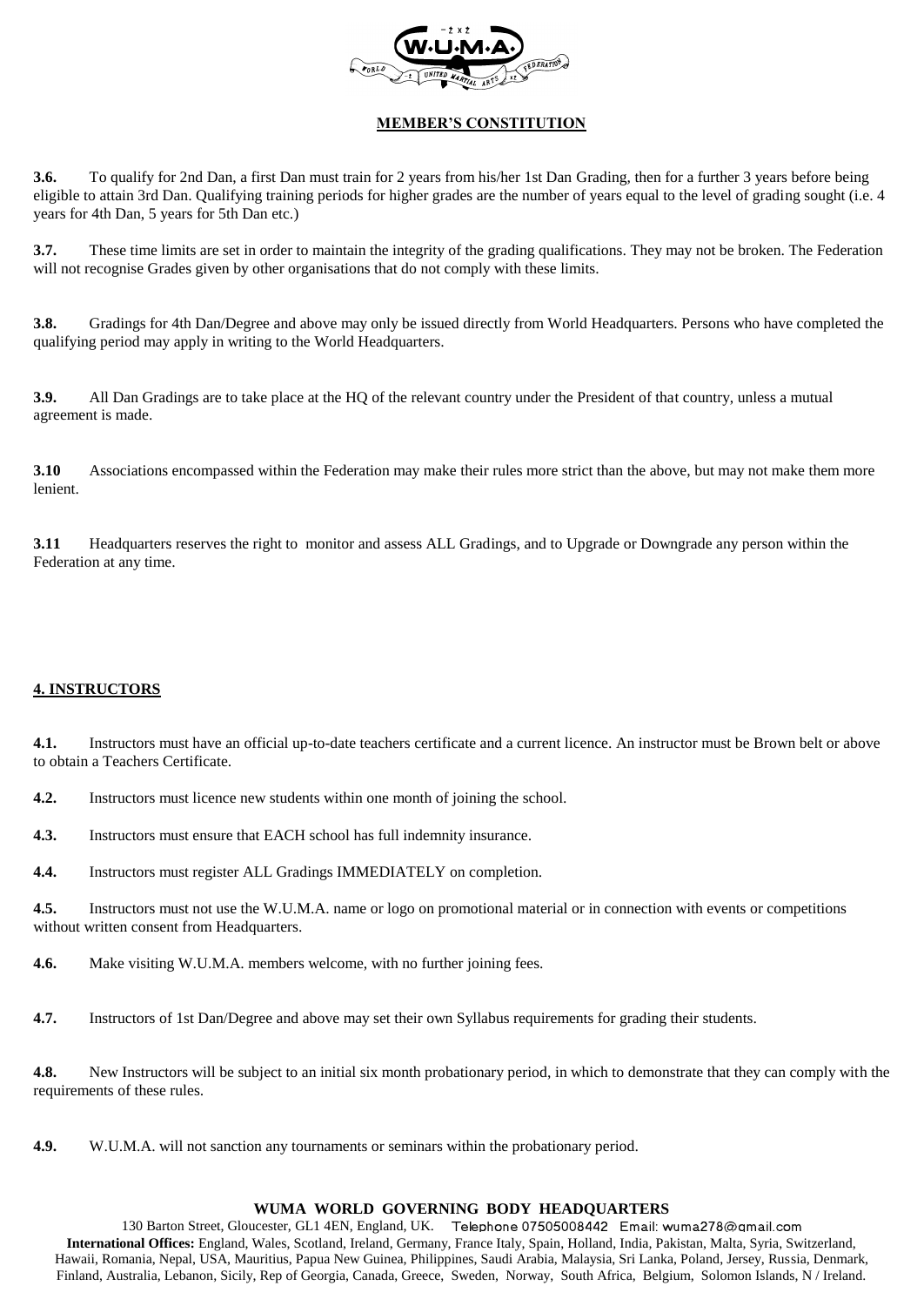**MEMBER'S CONSTITUTION**

**3.6.** To qualify for 2nd Dan, a first Dan must train for 2 years from his/her 1st Dan Grading, then for a further 3 years before being eligible to attain 3rd Dan. Qualifying training periods for higher grades are the number of years equal to the level of grading sought (i.e. 4 years for 4th Dan, 5 years for 5th Dan etc.)

**3.7.** These time limits are set in order to maintain the integrity of the grading qualifications. They may not be broken. The Federation will not recognise Grades given by other organisations that do not comply with these limits.

**3.8.** Gradings for 4th Dan/Degree and above may only be issued directly from World Headquarters. Persons who have completed the qualifying period may apply in writing to the World Headquarters.

**3.9.** All Dan Gradings are to take place at the HQ of the relevant country under the President of that country, unless a mutual agreement is made.

**3.10** Associations encompassed within the Federation may make their rules more strict than the above, but may not make them more lenient.

**3.11** Headquarters reserves the right to monitor and assess ALL Gradings, and to Upgrade or Downgrade any person within the Federation at any time.

## 4. INSTRUCTORS

**4.1.** Instructors must have an official up-to-date teachers certificate and a current licence. An instructor must be Brown belt or above to obtain a Teachers Certificate.

**4.2.** Instructors must licence new students within one month of joining the school.

**4.3.** Instructors must ensure that EACH school has full indemnity insurance.

**4.4.** Instructors must register ALL Gradings IMMEDIATELY on completion.

**4.5.** Instructors must not use the W.U.M.A. name or logo on promotional material or in connection with events or competitions without written consent from Headquarters.

**4.6.** Make visiting W.U.M.A. members welcome, with no further joining fees.

**4.7.** Instructors of 1st Dan/Degree and above may set their own Syllabus requirements for grading their students.

**4.8.** New Instructors will be subject to an initial six month probationary period, in which to demonstrate that they can comply with the requirements of these rules.

**4.9.** W.U.M.A. will not sanction any tournaments or seminars within the probationary period.

**WUMA WORLD GOVERNING BODY HEADQUARTERS**

130 Barton Street, Gloucester, GL1 4EN, England, UK. Telephone 07505008442 Email: wuma278@gmail.com

**International Offices:** England, Wales, Scotland, Ireland, Germany, France Italy, Spain, Holland, India, Pakistan, Malta, Syria, Switzerland, Hawaii, Romania, Nepal, USA, Mauritius, Papua New Guinea, Philippines, Saudi Arabia, Malaysia, Sri Lanka, Poland, Jersey, Russia, Denmark, Finland, Australia, Lebanon, Sicily, Rep of Georgia, Canada, Greece, Sweden, Norway, South Africa, Belgium, Solomon Islands, N / Ireland.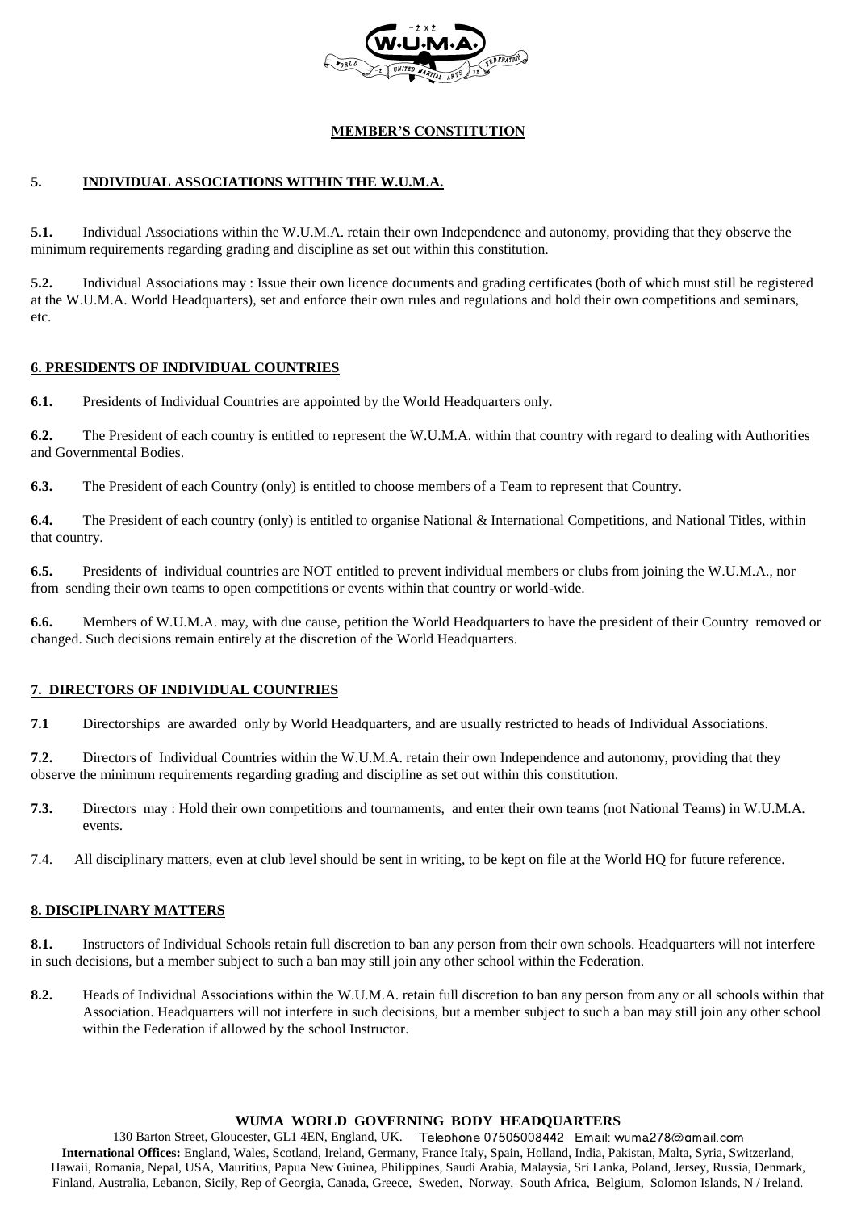## MEMBER'S CONSTITUTION

### 5. INDIVIDUAL ASSOCIATIONS WITHIN THE W.U.M.A.

**5.1.** Individual Associations within the W.U.M.A. retain their own Independence and autonomy, providing that they observe the minimum requirements regarding grading and discipline as set out within this constitution.

**5.2.** Individual Associations may : Issue their own licence documents and grading certificates (both of which must still be registered at the W.U.M.A. World Headquarters), set and enforce their own rules and regulations and hold their own competitions and seminars, etc.

### 6. PRESIDENTS OF INDIVIDUAL COUNTRIES

**6.1.** Presidents of Individual Countries are appointed by the World Headquarters only.

**6.2.** The President of each country is entitled to represent the W.U.M.A. within that country with regard to dealing with Authorities and Governmental Bodies.

**6.3.** The President of each Country (only) is entitled to choose members of a Team to represent that Country.

**6.4.** The President of each country (only) is entitled to organise National & International Competitions, and National Titles, within that country.

**6.5.** Presidents of individual countries are NOT entitled to prevent individual members or clubs from joining the W.U.M.A., nor from sending their own teams to open competitions or events within that country or world-wide.

**6.6.** Members of W.U.M.A. may, with due cause, petition the World Headquarters to have the president of their Country removed or changed. Such decisions remain entirely at the discretion of the World Headquarters.

### 7. DIRECTORS OF INDIVIDUAL COUNTRIES

**7.1** Directorships are awarded only by World Headquarters, and are usually restricted to heads of Individual Associations.

**7.2.** Directors of Individual Countries within the W.U.M.A. retain their own Independence and autonomy, providing that they observe the minimum requirements regarding grading and discipline as set out within this constitution.

**7.3.** Directors may : Hold their own competitions and tournaments, and enter their own teams (not National Teams) in W.U.M.A. events.

7.4. All disciplinary matters, even at club level should be sent in writing, to be kept on file at the World HQ for future reference.

### 8. DISCIPLINARY MATTERS

**8.1.** Instructors of Individual Schools retain full discretion to ban any person from their own schools. Headquarters will not interfere in such decisions, but a member subject to such a ban may still join any other school within the Federation.

**8.2.** Heads of Individual Associations within the W.U.M.A. retain full discretion to ban any person from any or all schools within that Association. Headquarters will not interfere in such decisions, but a member subject to such a ban may still join any other school within the Federation if allowed by the school Instructor.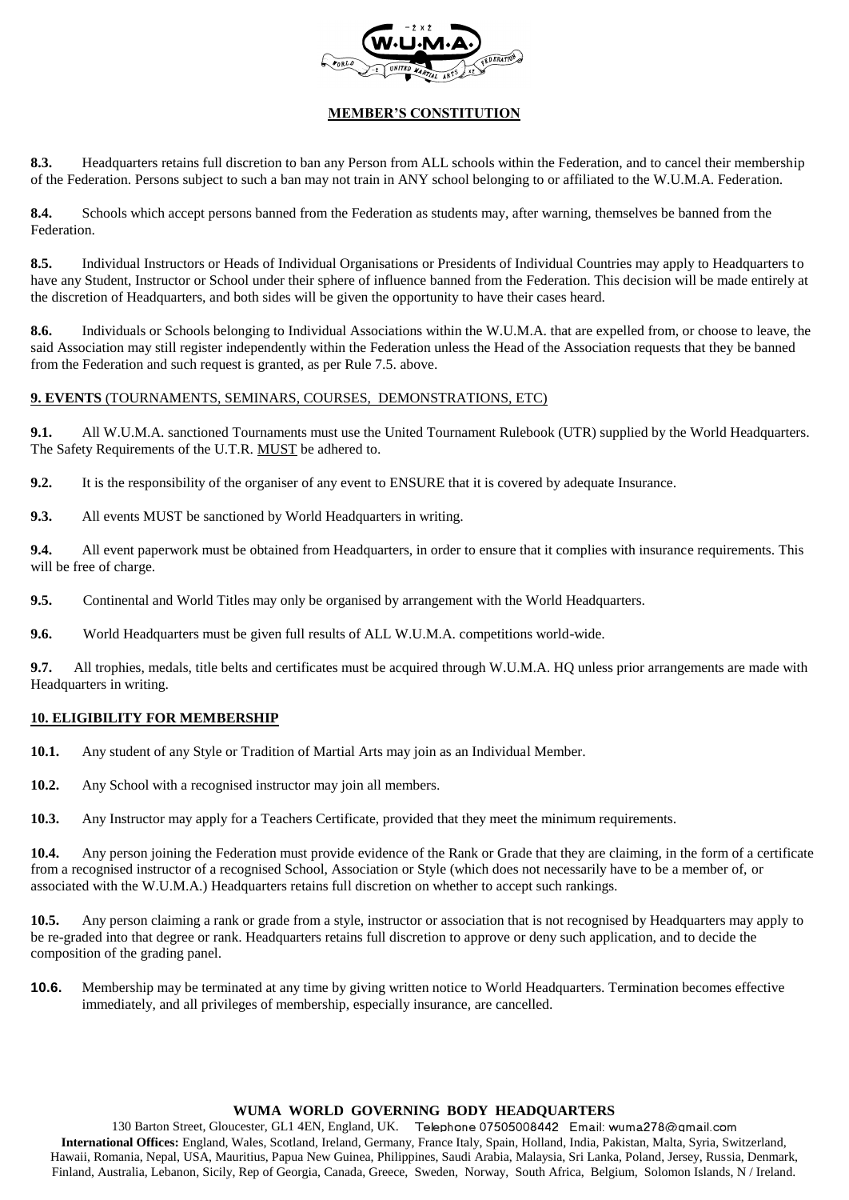**MEMBER'S CONSTITUTION**

**8.3.** Headquarters retains full discretion to ban any Person from ALL schools within the Federation, and to cancel their membership of the Federation. Persons subject to such a ban may not train in ANY school belonging to or affiliated to the W.U.M.A. Federation.

**8.4.** Schools which accept persons banned from the Federation as students may, after warning, themselves be banned from the Federation.

**8.5.** Individual Instructors or Heads of Individual Organisations or Presidents of Individual Countries may apply to Headquarters to have any Student, Instructor or School under their sphere of influence banned from the Federation. This decision will be made entirely at the discretion of Headquarters, and both sides will be given the opportunity to have their cases heard.

**8.6.** Individuals or Schools belonging to Individual Associations within the W.U.M.A. that are expelled from, or choose to leave, the said Association may still register independently within the Federation unless the Head of the Association requests that they be banned from the Federation and such request is granted, as per Rule 7.5. above.

## 9. EVENTS (TOURNAMENTS, SEMINARS, COURSES, DEMONSTRATIONS, ETC)

**9.1.** All W.U.M.A. sanctioned Tournaments must use the United Tournament Rulebook (UTR) supplied by the World Headquarters. The Safety Requirements of the U.T.R. MUST be adhered to.

**9.2.** It is the responsibility of the organiser of any event to ENSURE that it is covered by adequate Insurance.

**9.3.** All events MUST be sanctioned by World Headquarters in writing.

**9.4.** All event paperwork must be obtained from Headquarters, in order to ensure that it complies with insurance requirements. This will be free of charge.

**9.5.** Continental and World Titles may only be organised by arrangement with the World Headquarters.

**9.6.** World Headquarters must be given full results of ALL W.U.M.A. competitions world-wide.

**9.7.** All trophies, medals, title belts and certificates must be acquired through W.U.M.A. HQ unless prior arrangements are made with Headquarters in writing.

## 10. ELIGIBILITY FOR MEMBERSHIP

**10.1.** Any student of any Style or Tradition of Martial Arts may join as an Individual Member.

**10.2.** Any School with a recognised instructor may join all members.

**10.3.** Any Instructor may apply for a Teachers Certificate, provided that they meet the minimum requirements.

**10.4.** Any person joining the Federation must provide evidence of the Rank or Grade that they are claiming, in the form of a certificate from a recognised instructor of a recognised School, Association or Style (which does not necessarily have to be a member of, or associated with the W.U.M.A.) Headquarters retains full discretion on whether to accept such rankings.

**10.5.** Any person claiming a rank or grade from a style, instructor or association that is not recognised by Headquarters may apply to be re-graded into that degree or rank. Headquarters retains full discretion to approve or deny such application, and to decide the composition of the grading panel.

**10.6.** Membership may be terminated at any time by giving written notice to World Headquarters. Termination becomes effective immediately, and all privileges of membership, especially insurance, are cancelled.

**WUMA WORLD GOVERNING BODY HEADQUARTERS**

130 Barton Street, Gloucester, GL1 4EN, England, UK. Telephone 07505008442 Email: wuma278@gmail.com

**International Offices:** England, Wales, Scotland, Ireland, Germany, France Italy, Spain, Holland, India, Pakistan, Malta, Syria, Switzerland, Hawaii, Romania, Nepal, USA, Mauritius, Papua New Guinea, Philippines, Saudi Arabia, Malaysia, Sri Lanka, Poland, Jersey, Russia, Denmark, Finland, Australia, Lebanon, Sicily, Rep of Georgia, Canada, Greece, Sweden, Norway, South Africa, Belgium, Solomon Islands, N / Ireland.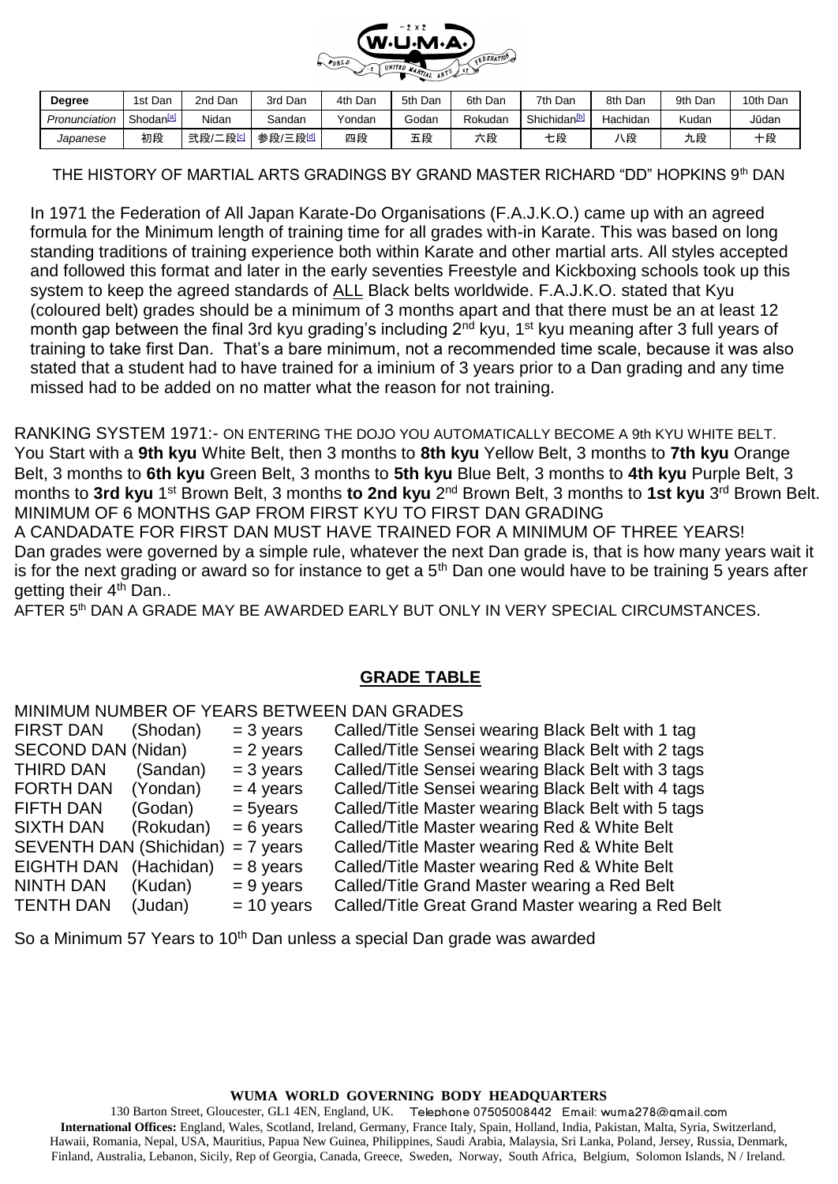| Degree | 1st Dan | 2nd Dan | 3rd Dan | 4th Dan | 5th Dan | 6th Dan | 7th Dan | 8th Dan | 9th Dan | 10th Dan |
|---|---|---|---|---|---|---|---|---|---|---|
| *Pronunciation* | Shodan[a] | Nidan | Sandan | Yondan | Godan | Rokudan | Shichidan[b] | Hachidan | Kudan | Jūdan |
| *Japanese* | 初段 | 弐段/二段[c] | 参段/三段[d] | 四段 | 五段 | 六段 | 七段 | 八段 | 九段 | 十段 |

THE HISTORY OF MARTIAL ARTS GRADINGS BY GRAND MASTER RICHARD "DD" HOPKINS 9th DAN

In 1971 the Federation of All Japan Karate-Do Organisations (F.A.J.K.O.) came up with an agreed formula for the Minimum length of training time for all grades with-in Karate. This was based on long standing traditions of training experience both within Karate and other martial arts. All styles accepted and followed this format and later in the early seventies Freestyle and Kickboxing schools took up this system to keep the agreed standards of ALL Black belts worldwide. F.A.J.K.O. stated that Kyu (coloured belt) grades should be a minimum of 3 months apart and that there must be an at least 12 month gap between the final 3rd kyu grading's including 2nd kyu, 1st kyu meaning after 3 full years of training to take first Dan. That's a bare minimum, not a recommended time scale, because it was also stated that a student had to have trained for a iminium of 3 years prior to a Dan grading and any time missed had to be added on no matter what the reason for not training.

RANKING SYSTEM 1971:- ON ENTERING THE DOJO YOU AUTOMATICALLY BECOME A 9th KYU WHITE BELT.
You Start with a **9th kyu** White Belt, then 3 months to **8th kyu** Yellow Belt, 3 months to **7th kyu** Orange Belt, 3 months to **6th kyu** Green Belt, 3 months to **5th kyu** Blue Belt, 3 months to **4th kyu** Purple Belt, 3 months to **3rd kyu** 1st Brown Belt, 3 months **to 2nd kyu** 2nd Brown Belt, 3 months to **1st kyu** 3rd Brown Belt.
MINIMUM OF 6 MONTHS GAP FROM FIRST KYU TO FIRST DAN GRADING
A CANDADATE FOR FIRST DAN MUST HAVE TRAINED FOR A MINIMUM OF THREE YEARS!
Dan grades were governed by a simple rule, whatever the next Dan grade is, that is how many years wait it is for the next grading or award so for instance to get a 5th Dan one would have to be training 5 years after getting their 4th Dan..
AFTER 5th DAN A GRADE MAY BE AWARDED EARLY BUT ONLY IN VERY SPECIAL CIRCUMSTANCES.

## GRADE TABLE

MINIMUM NUMBER OF YEARS BETWEEN DAN GRADES

| | | | |
|---|---|---|---|
| FIRST DAN | (Shodan) | = 3 years | Called/Title Sensei wearing Black Belt with 1 tag |
| SECOND DAN | (Nidan) | = 2 years | Called/Title Sensei wearing Black Belt with 2 tags |
| THIRD DAN | (Sandan) | = 3 years | Called/Title Sensei wearing Black Belt with 3 tags |
| FORTH DAN | (Yondan) | = 4 years | Called/Title Sensei wearing Black Belt with 4 tags |
| FIFTH DAN | (Godan) | = 5years | Called/Title Master wearing Black Belt with 5 tags |
| SIXTH DAN | (Rokudan) | = 6 years | Called/Title Master wearing Red & White Belt |
| SEVENTH DAN | (Shichidan) | = 7 years | Called/Title Master wearing Red & White Belt |
| EIGHTH DAN | (Hachidan) | = 8 years | Called/Title Master wearing Red & White Belt |
| NINTH DAN | (Kudan) | = 9 years | Called/Title Grand Master wearing a Red Belt |
| TENTH DAN | (Judan) | = 10 years | Called/Title Great Grand Master wearing a Red Belt |

So a Minimum 57 Years to 10th Dan unless a special Dan grade was awarded

**WUMA WORLD GOVERNING BODY HEADQUARTERS**

130 Barton Street, Gloucester, GL1 4EN, England, UK. Telephone 07505008442 Email: wuma278@gmail.com

**International Offices:** England, Wales, Scotland, Ireland, Germany, France Italy, Spain, Holland, India, Pakistan, Malta, Syria, Switzerland, Hawaii, Romania, Nepal, USA, Mauritius, Papua New Guinea, Philippines, Saudi Arabia, Malaysia, Sri Lanka, Poland, Jersey, Russia, Denmark, Finland, Australia, Lebanon, Sicily, Rep of Georgia, Canada, Greece, Sweden, Norway, South Africa, Belgium, Solomon Islands, N / Ireland.